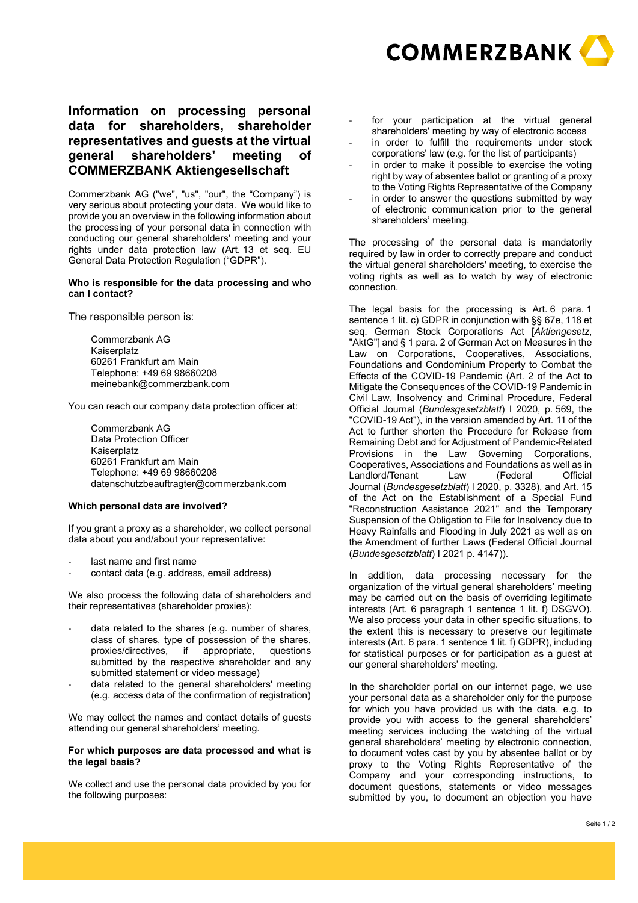# Information on processing personal data for shareholders, shareholder representatives and guests at the virtual general shareholders' meeting of COMMERZBANK Aktiengesellschaft

Commerzbank AG ("we", "us", "our", the "Company") is very serious about protecting your data. We would like to provide you an overview in the following information about the processing of your personal data in connection with conducting our general shareholders' meeting and your rights under data protection law (Art. 13 et seq. EU General Data Protection Regulation ("GDPR").

**Who is responsible for the data processing and who can I contact?**

The responsible person is:

Commerzbank AG
Kaiserplatz
60261 Frankfurt am Main
Telephone: +49 69 98660208
meinebank@commerzbank.com

You can reach our company data protection officer at:

Commerzbank AG
Data Protection Officer
Kaiserplatz
60261 Frankfurt am Main
Telephone: +49 69 98660208
datenschutzbeauftragter@commerzbank.com

**Which personal data are involved?**

If you grant a proxy as a shareholder, we collect personal data about you and/about your representative:

- last name and first name
- contact data (e.g. address, email address)

We also process the following data of shareholders and their representatives (shareholder proxies):

- data related to the shares (e.g. number of shares, class of shares, type of possession of the shares, proxies/directives, if appropriate, questions submitted by the respective shareholder and any submitted statement or video message)
- data related to the general shareholders' meeting (e.g. access data of the confirmation of registration)

We may collect the names and contact details of guests attending our general shareholders' meeting.

**For which purposes are data processed and what is the legal basis?**

We collect and use the personal data provided by you for the following purposes:

- for your participation at the virtual general shareholders' meeting by way of electronic access
- in order to fulfill the requirements under stock corporations' law (e.g. for the list of participants)
- in order to make it possible to exercise the voting right by way of absentee ballot or granting of a proxy to the Voting Rights Representative of the Company
- in order to answer the questions submitted by way of electronic communication prior to the general shareholders' meeting.

The processing of the personal data is mandatorily required by law in order to correctly prepare and conduct the virtual general shareholders' meeting, to exercise the voting rights as well as to watch by way of electronic connection.

The legal basis for the processing is Art. 6 para. 1 sentence 1 lit. c) GDPR in conjunction with §§ 67e, 118 et seq. German Stock Corporations Act [*Aktiengesetz*, "AktG"] and § 1 para. 2 of German Act on Measures in the Law on Corporations, Cooperatives, Associations, Foundations and Condominium Property to Combat the Effects of the COVID-19 Pandemic (Art. 2 of the Act to Mitigate the Consequences of the COVID-19 Pandemic in Civil Law, Insolvency and Criminal Procedure, Federal Official Journal (*Bundesgesetzblatt*) I 2020, p. 569, the "COVID-19 Act"), in the version amended by Art. 11 of the Act to further shorten the Procedure for Release from Remaining Debt and for Adjustment of Pandemic-Related Provisions in the Law Governing Corporations, Cooperatives, Associations and Foundations as well as in Landlord/Tenant Law (Federal Official Journal (*Bundesgesetzblatt*) I 2020, p. 3328), and Art. 15 of the Act on the Establishment of a Special Fund "Reconstruction Assistance 2021" and the Temporary Suspension of the Obligation to File for Insolvency due to Heavy Rainfalls and Flooding in July 2021 as well as on the Amendment of further Laws (Federal Official Journal (*Bundesgesetzblatt*) I 2021 p. 4147)).

In addition, data processing necessary for the organization of the virtual general shareholders' meeting may be carried out on the basis of overriding legitimate interests (Art. 6 paragraph 1 sentence 1 lit. f) DSGVO). We also process your data in other specific situations, to the extent this is necessary to preserve our legitimate interests (Art. 6 para. 1 sentence 1 lit. f) GDPR), including for statistical purposes or for participation as a guest at our general shareholders' meeting.

In the shareholder portal on our internet page, we use your personal data as a shareholder only for the purpose for which you have provided us with the data, e.g. to provide you with access to the general shareholders' meeting services including the watching of the virtual general shareholders' meeting by electronic connection, to document votes cast by you by absentee ballot or by proxy to the Voting Rights Representative of the Company and your corresponding instructions, to document questions, statements or video messages submitted by you, to document an objection you have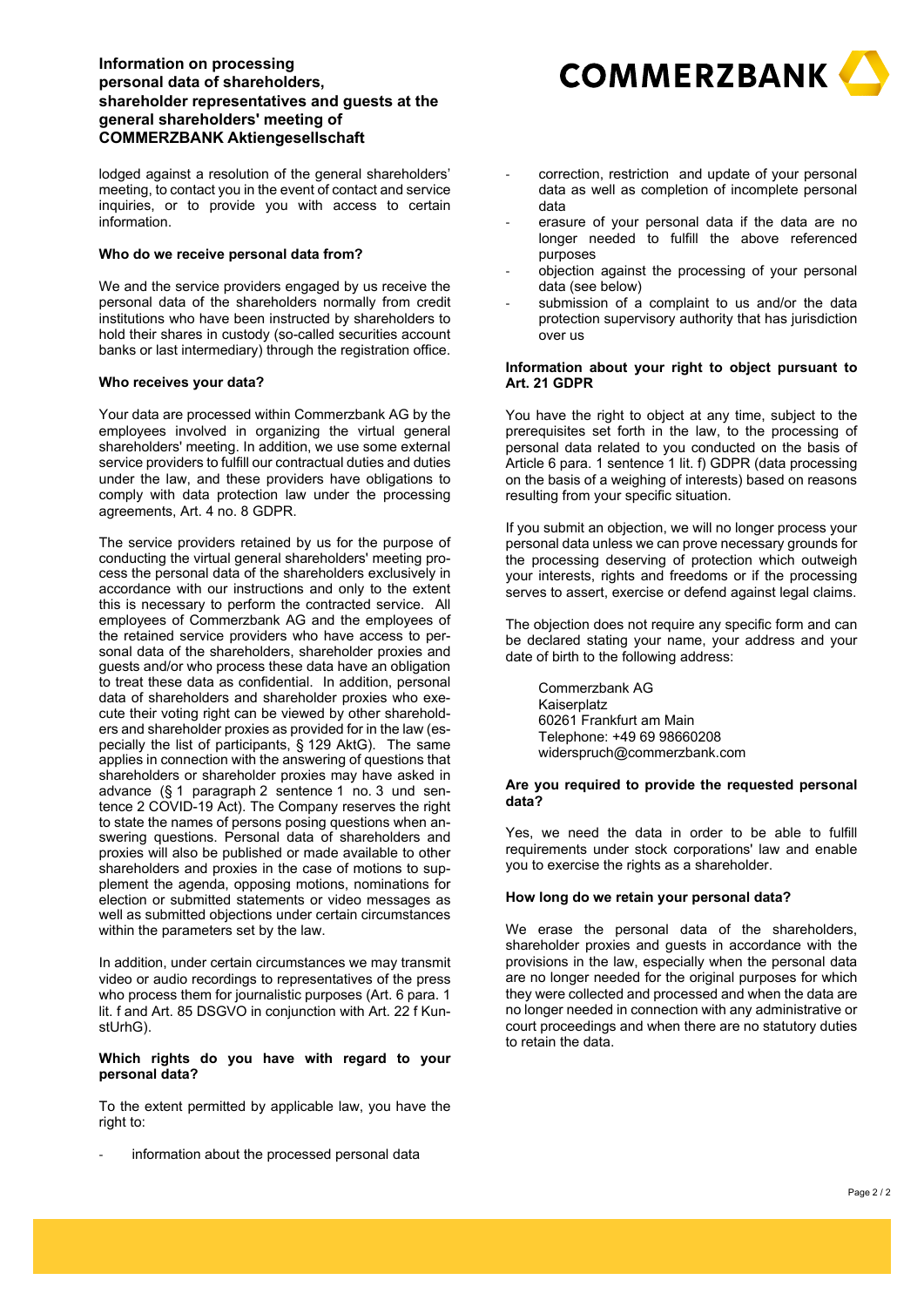lodged against a resolution of the general shareholders' meeting, to contact you in the event of contact and service inquiries, or to provide you with access to certain information.

**Who do we receive personal data from?**

We and the service providers engaged by us receive the personal data of the shareholders normally from credit institutions who have been instructed by shareholders to hold their shares in custody (so-called securities account banks or last intermediary) through the registration office.

**Who receives your data?**

Your data are processed within Commerzbank AG by the employees involved in organizing the virtual general shareholders' meeting. In addition, we use some external service providers to fulfill our contractual duties and duties under the law, and these providers have obligations to comply with data protection law under the processing agreements, Art. 4 no. 8 GDPR.

The service providers retained by us for the purpose of conducting the virtual general shareholders' meeting process the personal data of the shareholders exclusively in accordance with our instructions and only to the extent this is necessary to perform the contracted service. All employees of Commerzbank AG and the employees of the retained service providers who have access to personal data of the shareholders, shareholder proxies and guests and/or who process these data have an obligation to treat these data as confidential. In addition, personal data of shareholders and shareholder proxies who execute their voting right can be viewed by other shareholders and shareholder proxies as provided for in the law (especially the list of participants, § 129 AktG). The same applies in connection with the answering of questions that shareholders or shareholder proxies may have asked in advance (§ 1 paragraph 2 sentence 1 no. 3 und sentence 2 COVID-19 Act). The Company reserves the right to state the names of persons posing questions when answering questions. Personal data of shareholders and proxies will also be published or made available to other shareholders and proxies in the case of motions to supplement the agenda, opposing motions, nominations for election or submitted statements or video messages as well as submitted objections under certain circumstances within the parameters set by the law.

In addition, under certain circumstances we may transmit video or audio recordings to representatives of the press who process them for journalistic purposes (Art. 6 para. 1 lit. f and Art. 85 DSGVO in conjunction with Art. 22 f KunstUrhG).

**Which rights do you have with regard to your personal data?**

To the extent permitted by applicable law, you have the right to:

- information about the processed personal data
- correction, restriction and update of your personal data as well as completion of incomplete personal data
- erasure of your personal data if the data are no longer needed to fulfill the above referenced purposes
- objection against the processing of your personal data (see below)
- submission of a complaint to us and/or the data protection supervisory authority that has jurisdiction over us

**Information about your right to object pursuant to Art. 21 GDPR**

You have the right to object at any time, subject to the prerequisites set forth in the law, to the processing of personal data related to you conducted on the basis of Article 6 para. 1 sentence 1 lit. f) GDPR (data processing on the basis of a weighing of interests) based on reasons resulting from your specific situation.

If you submit an objection, we will no longer process your personal data unless we can prove necessary grounds for the processing deserving of protection which outweigh your interests, rights and freedoms or if the processing serves to assert, exercise or defend against legal claims.

The objection does not require any specific form and can be declared stating your name, your address and your date of birth to the following address:

Commerzbank AG
Kaiserplatz
60261 Frankfurt am Main
Telephone: +49 69 98660208
widerspruch@commerzbank.com

**Are you required to provide the requested personal data?**

Yes, we need the data in order to be able to fulfill requirements under stock corporations' law and enable you to exercise the rights as a shareholder.

**How long do we retain your personal data?**

We erase the personal data of the shareholders, shareholder proxies and guests in accordance with the provisions in the law, especially when the personal data are no longer needed for the original purposes for which they were collected and processed and when the data are no longer needed in connection with any administrative or court proceedings and when there are no statutory duties to retain the data.